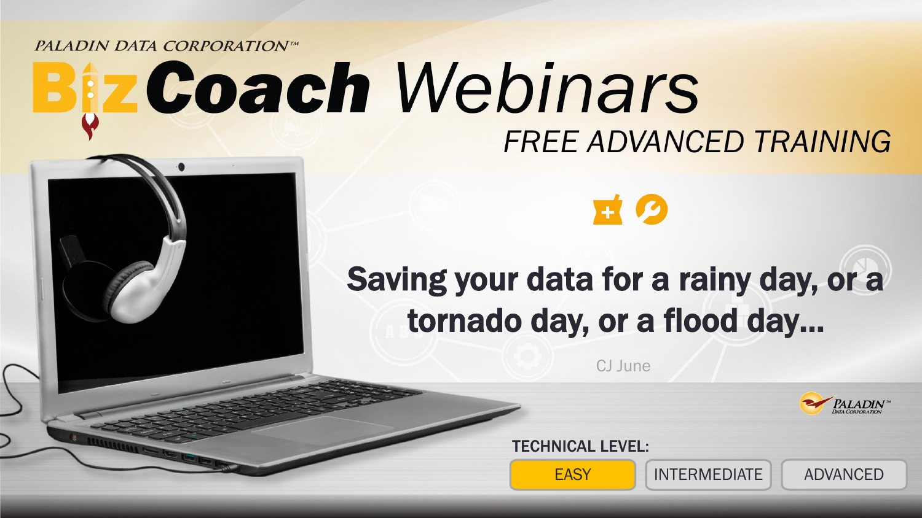PALADIN DATA CORPORATION™

# BizCoach Webinars

FREE ADVANCED TRAINING

## Saving your data for a rainy day, or a tornado day, or a flood day...

CJ June

PALADIN™ DATA CORPORATION

TECHNICAL LEVEL:

**EASY** | INTERMEDIATE | ADVANCED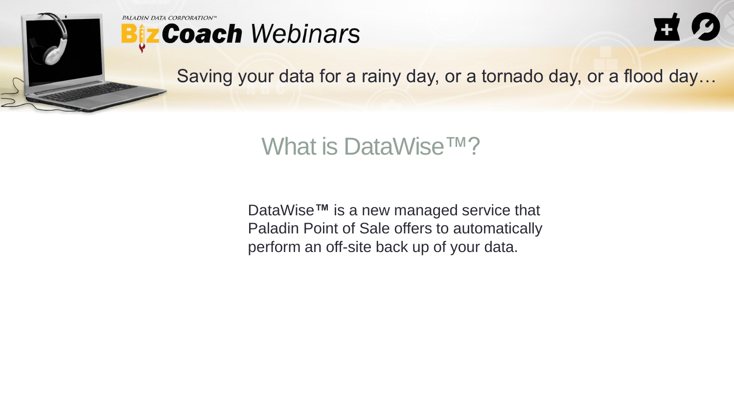# What is DataWise™?

DataWise™ is a new managed service that Paladin Point of Sale offers to automatically perform an off-site back up of your data.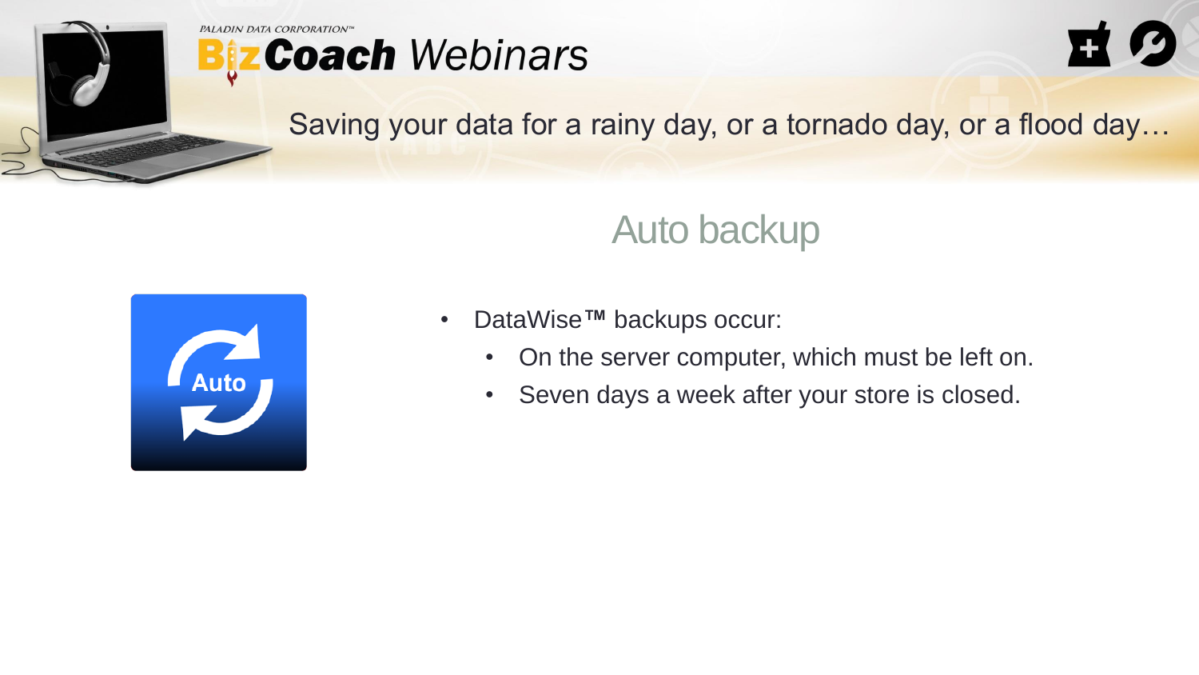## Auto backup

- DataWise™ backups occur:
  - On the server computer, which must be left on.
  - Seven days a week after your store is closed.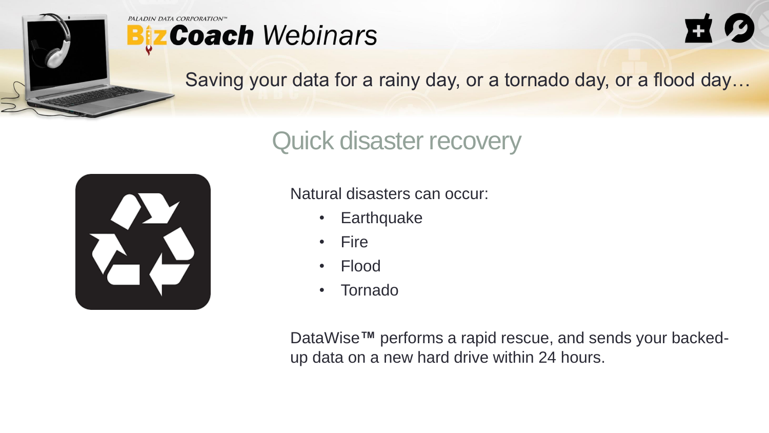## Quick disaster recovery

Natural disasters can occur:

- Earthquake
- Fire
- Flood
- Tornado

DataWise™ performs a rapid rescue, and sends your backed-up data on a new hard drive within 24 hours.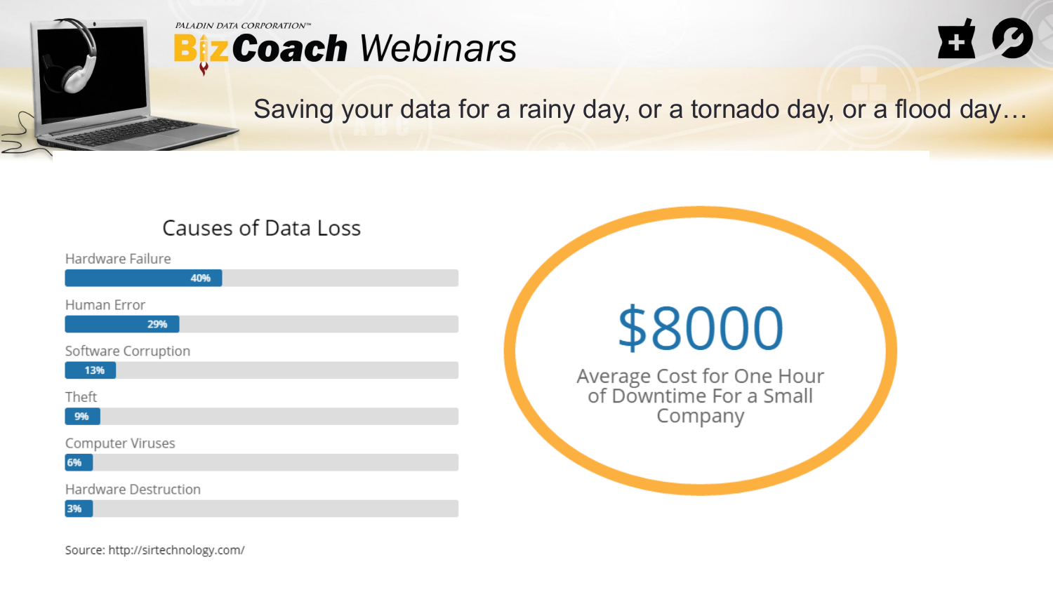# Saving your data for a rainy day, or a tornado day, or a flood day…

## Causes of Data Loss

| Cause | Percentage |
| --- | --- |
| Hardware Failure | 40% |
| Human Error | 29% |
| Software Corruption | 13% |
| Theft | 9% |
| Computer Viruses | 6% |
| Hardware Destruction | 3% |

Source: http://sirtechnology.com/

**$8000**

Average Cost for One Hour of Downtime For a Small Company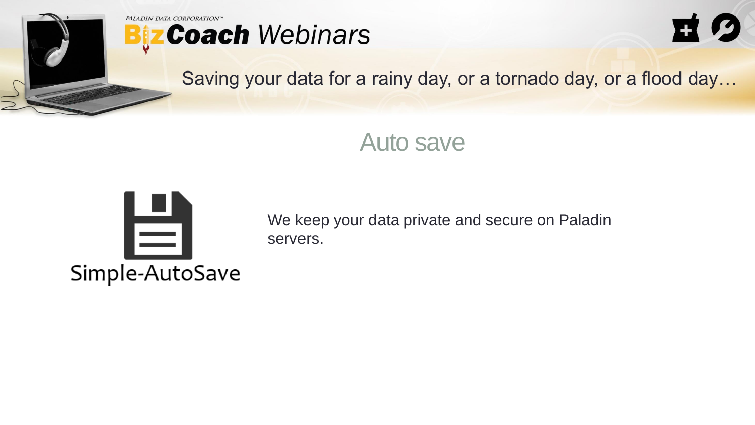# Auto save

Simple-AutoSave

We keep your data private and secure on Paladin servers.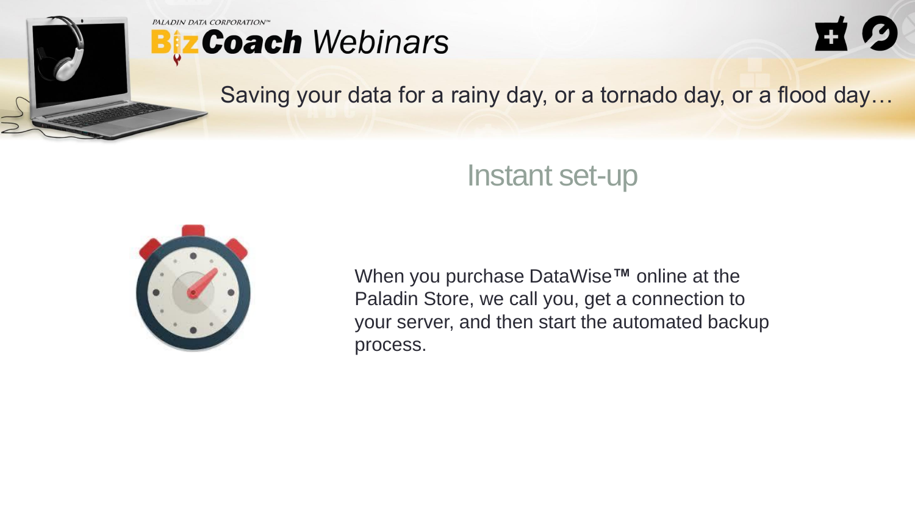# Instant set-up

When you purchase DataWise™ online at the Paladin Store, we call you, get a connection to your server, and then start the automated backup process.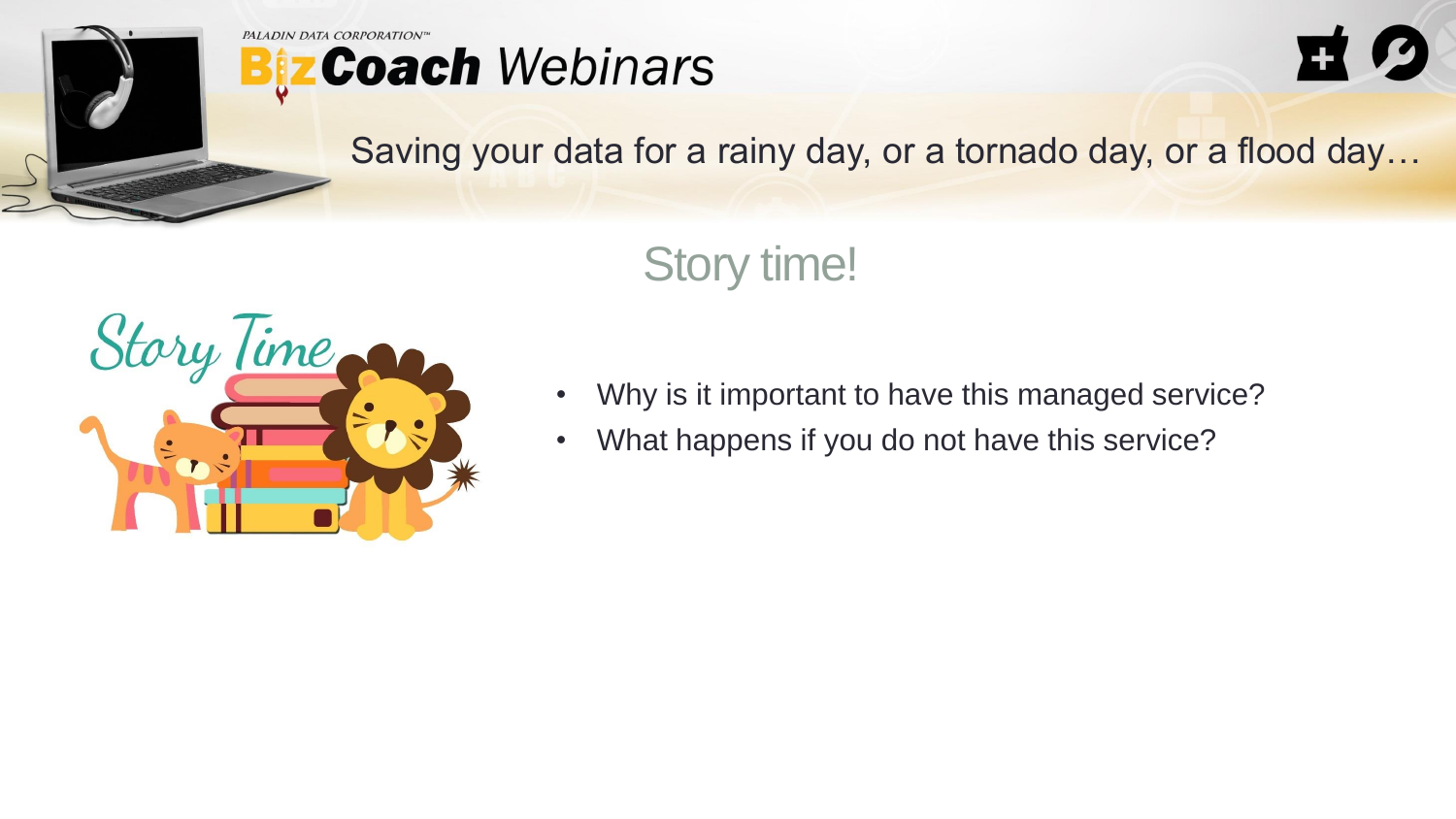Saving your data for a rainy day, or a tornado day, or a flood day…

## Story time!

- Why is it important to have this managed service?
- What happens if you do not have this service?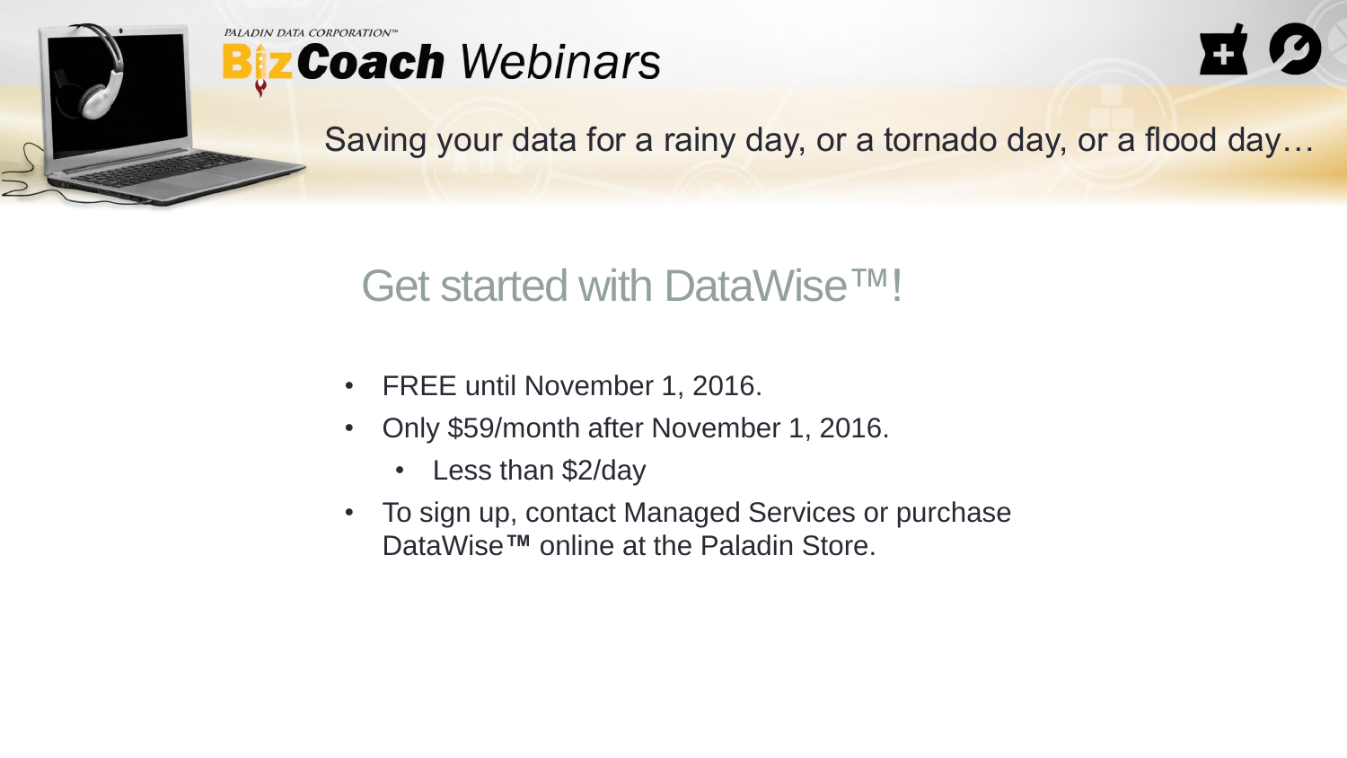## Get started with DataWise™!

- FREE until November 1, 2016.
- Only $59/month after November 1, 2016.
  - Less than $2/day
- To sign up, contact Managed Services or purchase DataWise™ online at the Paladin Store.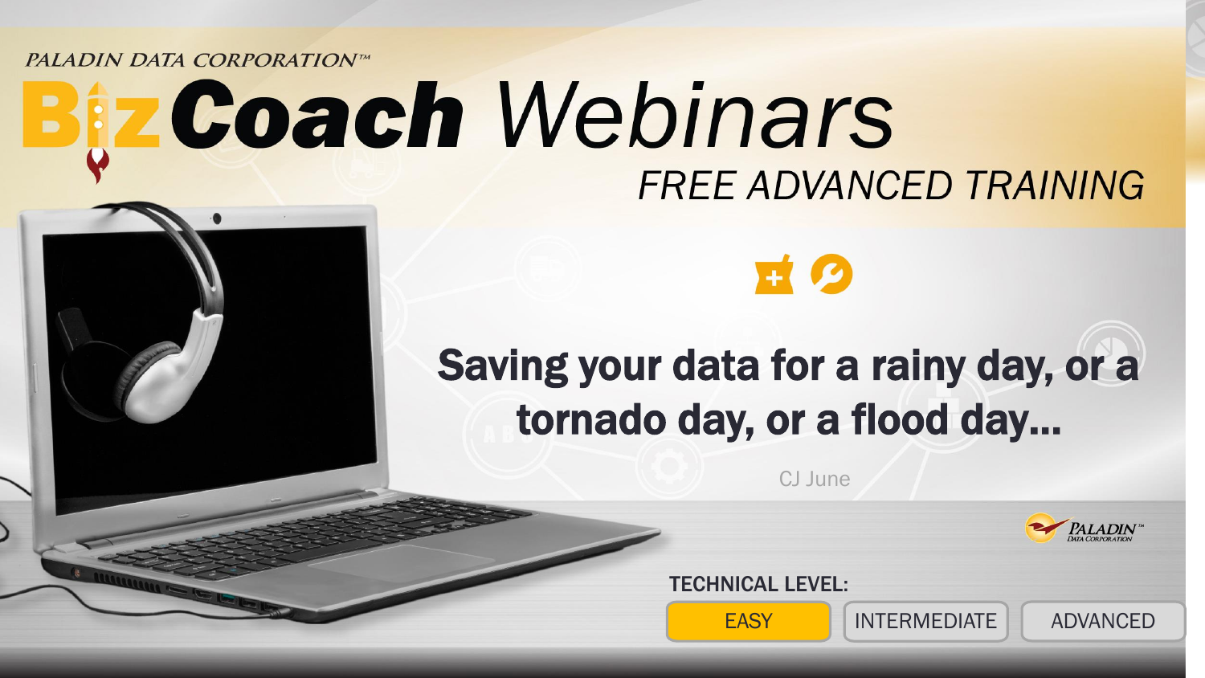PALADIN DATA CORPORATION™

# BizCoach Webinars

FREE ADVANCED TRAINING

## Saving your data for a rainy day, or a tornado day, or a flood day...

CJ June

PALADIN™ DATA CORPORATION

TECHNICAL LEVEL:

EASY | INTERMEDIATE | ADVANCED